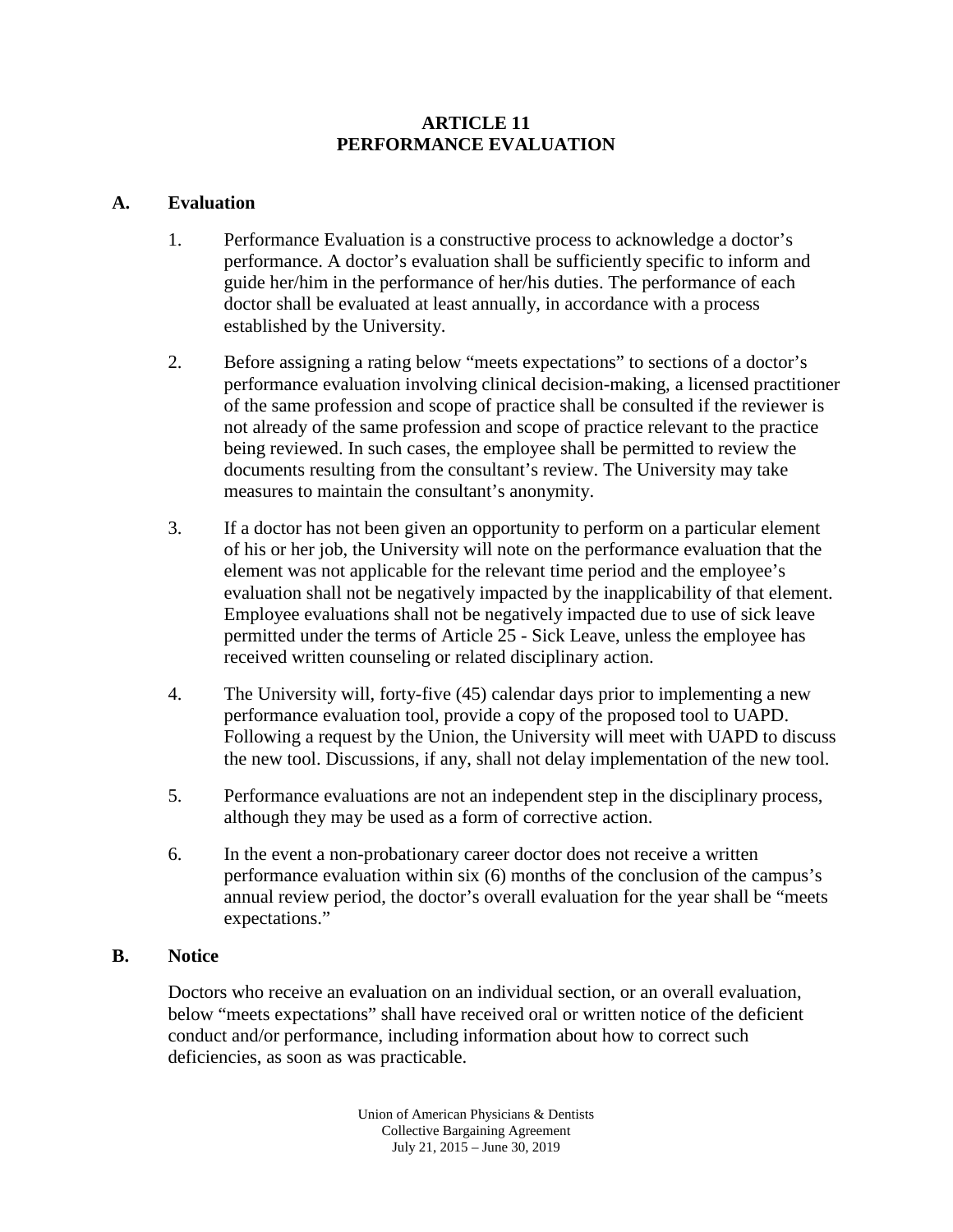# ARTICLE 11
# PERFORMANCE EVALUATION

## A. Evaluation

1. Performance Evaluation is a constructive process to acknowledge a doctor's performance. A doctor's evaluation shall be sufficiently specific to inform and guide her/him in the performance of her/his duties. The performance of each doctor shall be evaluated at least annually, in accordance with a process established by the University.

2. Before assigning a rating below "meets expectations" to sections of a doctor's performance evaluation involving clinical decision-making, a licensed practitioner of the same profession and scope of practice shall be consulted if the reviewer is not already of the same profession and scope of practice relevant to the practice being reviewed. In such cases, the employee shall be permitted to review the documents resulting from the consultant's review. The University may take measures to maintain the consultant's anonymity.

3. If a doctor has not been given an opportunity to perform on a particular element of his or her job, the University will note on the performance evaluation that the element was not applicable for the relevant time period and the employee's evaluation shall not be negatively impacted by the inapplicability of that element. Employee evaluations shall not be negatively impacted due to use of sick leave permitted under the terms of Article 25 - Sick Leave, unless the employee has received written counseling or related disciplinary action.

4. The University will, forty-five (45) calendar days prior to implementing a new performance evaluation tool, provide a copy of the proposed tool to UAPD. Following a request by the Union, the University will meet with UAPD to discuss the new tool. Discussions, if any, shall not delay implementation of the new tool.

5. Performance evaluations are not an independent step in the disciplinary process, although they may be used as a form of corrective action.

6. In the event a non-probationary career doctor does not receive a written performance evaluation within six (6) months of the conclusion of the campus's annual review period, the doctor's overall evaluation for the year shall be "meets expectations."

## B. Notice

Doctors who receive an evaluation on an individual section, or an overall evaluation, below "meets expectations" shall have received oral or written notice of the deficient conduct and/or performance, including information about how to correct such deficiencies, as soon as was practicable.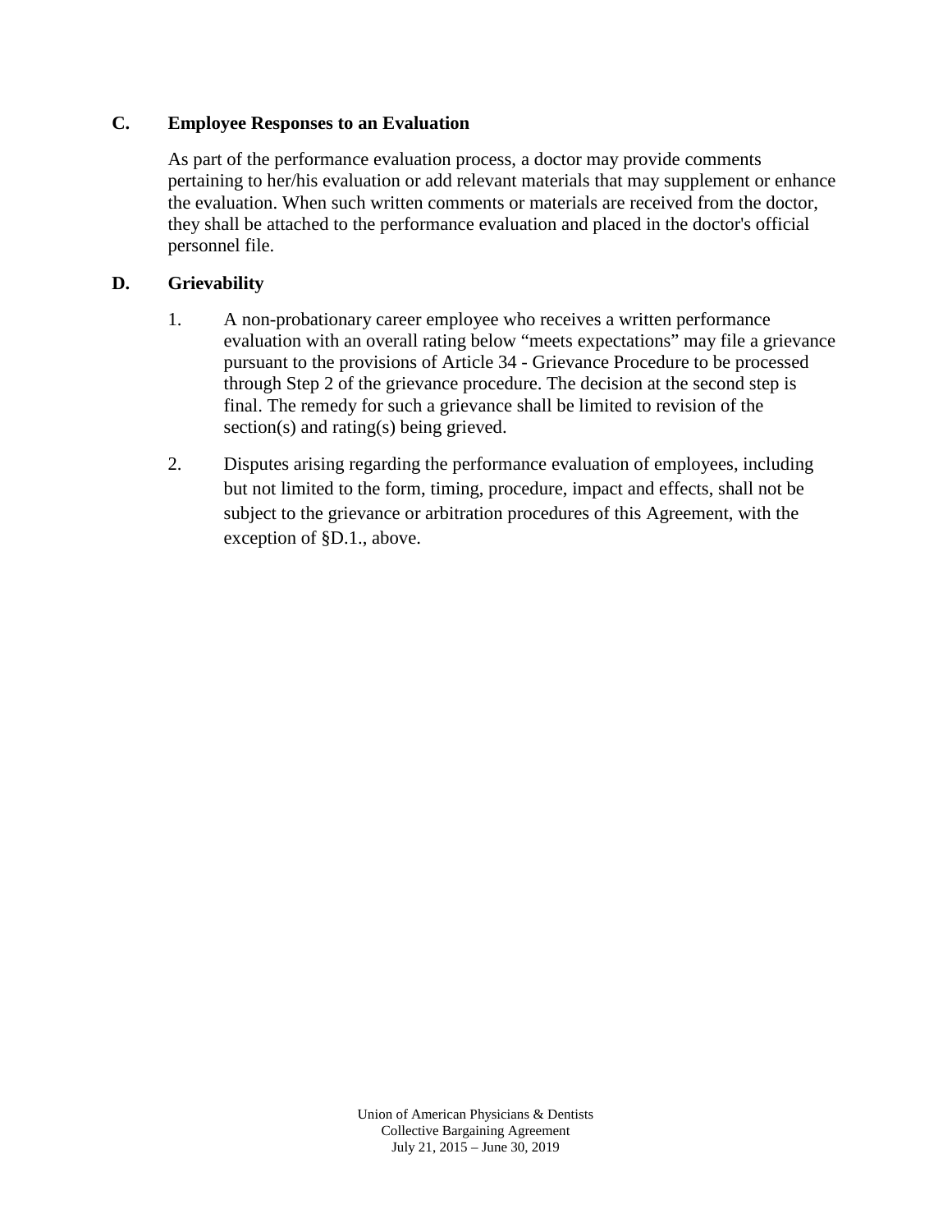### C. Employee Responses to an Evaluation

As part of the performance evaluation process, a doctor may provide comments pertaining to her/his evaluation or add relevant materials that may supplement or enhance the evaluation. When such written comments or materials are received from the doctor, they shall be attached to the performance evaluation and placed in the doctor's official personnel file.

### D. Grievability

1. A non-probationary career employee who receives a written performance evaluation with an overall rating below “meets expectations” may file a grievance pursuant to the provisions of Article 34 - Grievance Procedure to be processed through Step 2 of the grievance procedure. The decision at the second step is final. The remedy for such a grievance shall be limited to revision of the section(s) and rating(s) being grieved.

2. Disputes arising regarding the performance evaluation of employees, including but not limited to the form, timing, procedure, impact and effects, shall not be subject to the grievance or arbitration procedures of this Agreement, with the exception of §D.1., above.